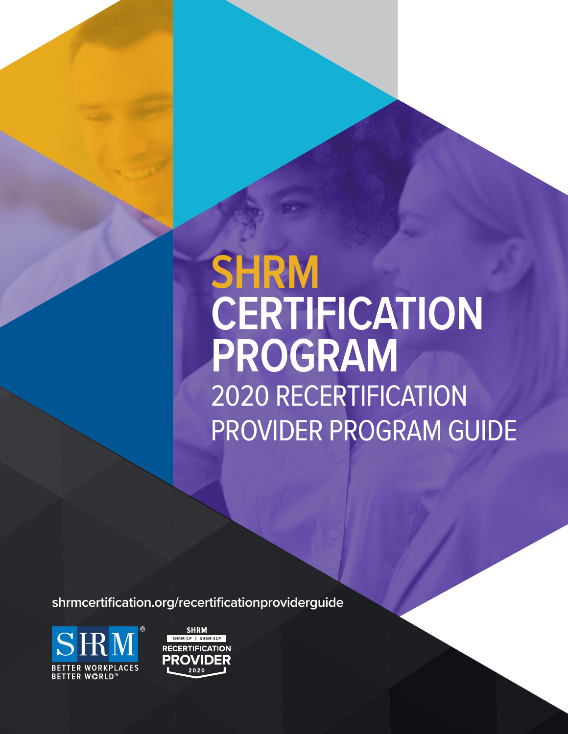# SHRM CERTIFICATION PROGRAM

## 2020 RECERTIFICATION PROVIDER PROGRAM GUIDE

shrmcertification.org/recertificationproviderguide

SHRM®
BETTER WORKPLACES
BETTER WORLD™

SHRM
SHRM-CP | SHRM-SCP
RECERTIFICATION
PROVIDER
2020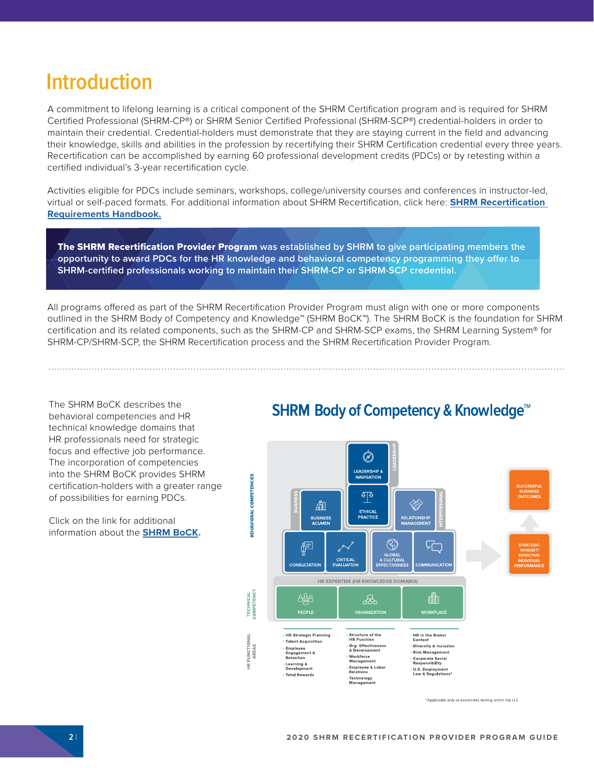# Introduction

A commitment to lifelong learning is a critical component of the SHRM Certification program and is required for SHRM Certified Professional (SHRM-CP®) or SHRM Senior Certified Professional (SHRM-SCP®) credential-holders in order to maintain their credential. Credential-holders must demonstrate that they are staying current in the field and advancing their knowledge, skills and abilities in the profession by recertifying their SHRM Certification credential every three years. Recertification can be accomplished by earning 60 professional development credits (PDCs) or by retesting within a certified individual's 3-year recertification cycle.

Activities eligible for PDCs include seminars, workshops, college/university courses and conferences in instructor-led, virtual or self-paced formats. For additional information about SHRM Recertification, click here: **SHRM Recertification Requirements Handbook.**

**The SHRM Recertification Provider Program** was established by SHRM to give participating members the opportunity to award PDCs for the HR knowledge and behavioral competency programming they offer to SHRM-certified professionals working to maintain their SHRM-CP or SHRM-SCP credential.

All programs offered as part of the SHRM Recertification Provider Program must align with one or more components outlined in the SHRM Body of Competency and Knowledge™ (SHRM BoCK™). The SHRM BoCK is the foundation for SHRM certification and its related components, such as the SHRM-CP and SHRM-SCP exams, the SHRM Learning System® for SHRM-CP/SHRM-SCP, the SHRM Recertification process and the SHRM Recertification Provider Program.

The SHRM BoCK describes the behavioral competencies and HR technical knowledge domains that HR professionals need for strategic focus and effective job performance. The incorporation of competencies into the SHRM BoCK provides SHRM certification-holders with a greater range of possibilities for earning PDCs.

Click on the link for additional information about the **SHRM BoCK**.

## SHRM Body of Competency & Knowledge™

**BEHAVIORAL COMPETENCIES**

- Leadership: Leadership & Navigation; Ethical Practice
- Business: Business Acumen; Consultation; Critical Evaluation
- Interpersonal: Relationship Management; Global & Cultural Effectiveness; Communication

→ Strategic Mindset/Effective Individual Performance → Successful Business Outcomes

**TECHNICAL COMPETENCY** — HR Expertise (HR Knowledge Domains): People; Organization; Workplace

**HR FUNCTIONAL AREAS**

| People | Organization | Workplace |
| --- | --- | --- |
| HR Strategic Planning | Structure of the HR Function | HR in the Global Context |
| Talent Acquisition | Org. Effectiveness & Development | Diversity & Inclusion |
| Employee Engagement & Retention | Workforce Management | Risk Management |
| Learning & Development | Employee & Labor Relations | Corporate Social Responsibility |
| Total Rewards | Technology Management | U.S. Employment Law & Regulations* |

*Applicable only to examinees testing within the U.S.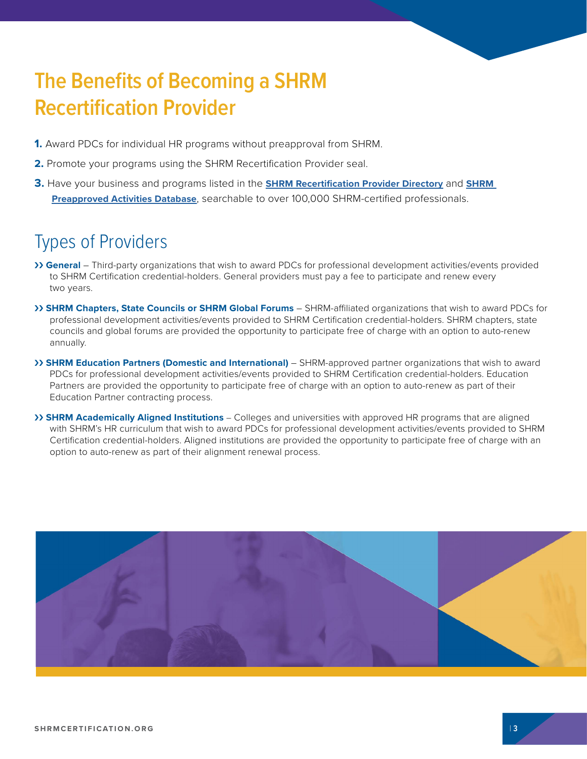# The Benefits of Becoming a SHRM Recertification Provider

1. Award PDCs for individual HR programs without preapproval from SHRM.
2. Promote your programs using the SHRM Recertification Provider seal.
3. Have your business and programs listed in the **SHRM Recertification Provider Directory** and **SHRM Preapproved Activities Database**, searchable to over 100,000 SHRM-certified professionals.

## Types of Providers

- **General** – Third-party organizations that wish to award PDCs for professional development activities/events provided to SHRM Certification credential-holders. General providers must pay a fee to participate and renew every two years.
- **SHRM Chapters, State Councils or SHRM Global Forums** – SHRM-affiliated organizations that wish to award PDCs for professional development activities/events provided to SHRM Certification credential-holders. SHRM chapters, state councils and global forums are provided the opportunity to participate free of charge with an option to auto-renew annually.
- **SHRM Education Partners (Domestic and International)** – SHRM-approved partner organizations that wish to award PDCs for professional development activities/events provided to SHRM Certification credential-holders. Education Partners are provided the opportunity to participate free of charge with an option to auto-renew as part of their Education Partner contracting process.
- **SHRM Academically Aligned Institutions** – Colleges and universities with approved HR programs that are aligned with SHRM's HR curriculum that wish to award PDCs for professional development activities/events provided to SHRM Certification credential-holders. Aligned institutions are provided the opportunity to participate free of charge with an option to auto-renew as part of their alignment renewal process.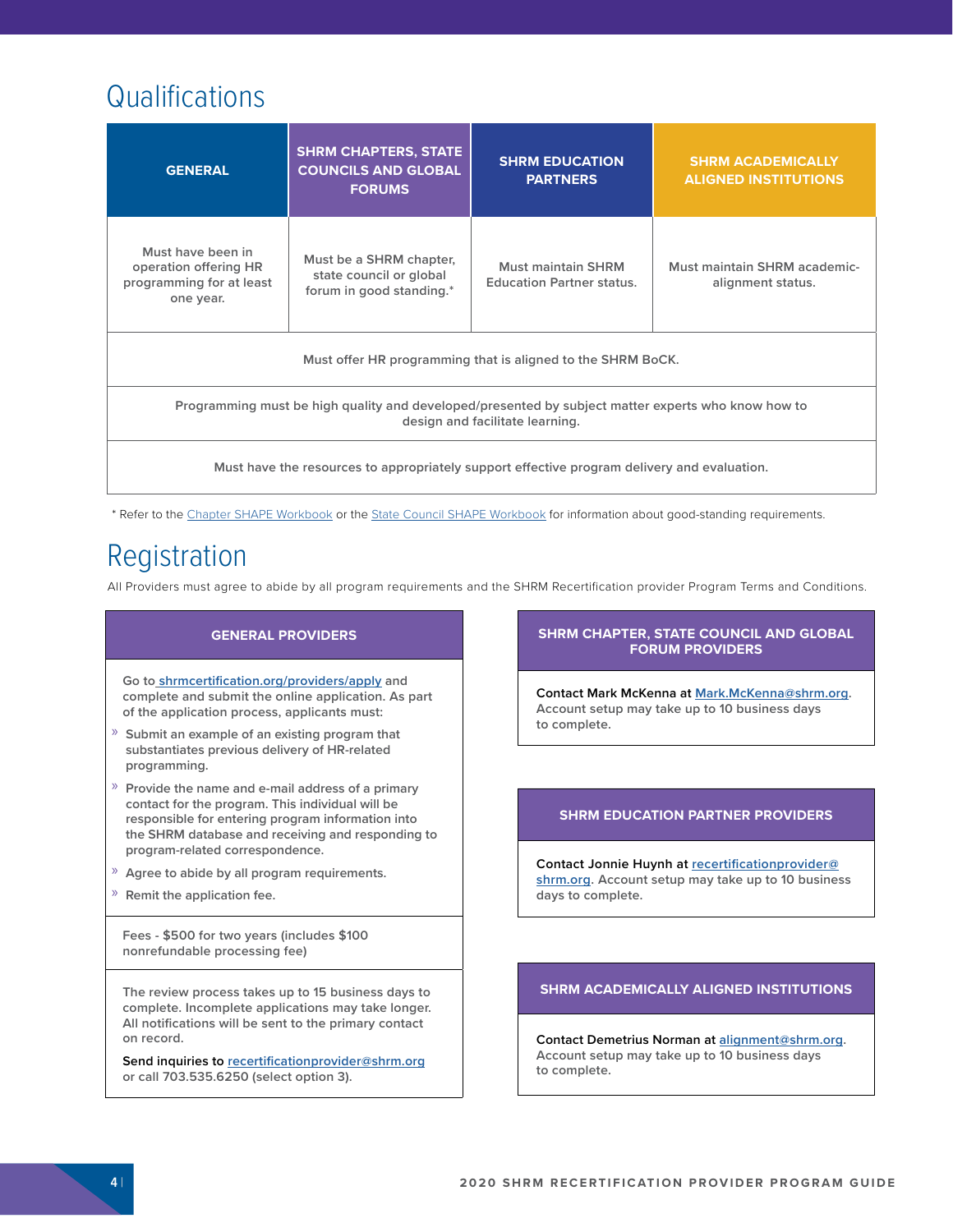# Qualifications

| GENERAL | SHRM CHAPTERS, STATE COUNCILS AND GLOBAL FORUMS | SHRM EDUCATION PARTNERS | SHRM ACADEMICALLY ALIGNED INSTITUTIONS |
|---|---|---|---|
| Must have been in operation offering HR programming for at least one year. | Must be a SHRM chapter, state council or global forum in good standing.* | Must maintain SHRM Education Partner status. | Must maintain SHRM academic-alignment status. |
| Must offer HR programming that is aligned to the SHRM BoCK. | | | |
| Programming must be high quality and developed/presented by subject matter experts who know how to design and facilitate learning. | | | |
| Must have the resources to appropriately support effective program delivery and evaluation. | | | |

\* Refer to the Chapter SHAPE Workbook or the State Council SHAPE Workbook for information about good-standing requirements.

# Registration

All Providers must agree to abide by all program requirements and the SHRM Recertification provider Program Terms and Conditions.

### GENERAL PROVIDERS

Go to shrmcertification.org/providers/apply and complete and submit the online application. As part of the application process, applicants must:

- Submit an example of an existing program that substantiates previous delivery of HR-related programming.
- Provide the name and e-mail address of a primary contact for the program. This individual will be responsible for entering program information into the SHRM database and receiving and responding to program-related correspondence.
- Agree to abide by all program requirements.
- Remit the application fee.

Fees - $500 for two years (includes $100 nonrefundable processing fee)

The review process takes up to 15 business days to complete. Incomplete applications may take longer. All notifications will be sent to the primary contact on record.

Send inquiries to recertificationprovider@shrm.org or call 703.535.6250 (select option 3).

### SHRM CHAPTER, STATE COUNCIL AND GLOBAL FORUM PROVIDERS

Contact Mark McKenna at Mark.McKenna@shrm.org. Account setup may take up to 10 business days to complete.

### SHRM EDUCATION PARTNER PROVIDERS

Contact Jonnie Huynh at recertificationprovider@shrm.org. Account setup may take up to 10 business days to complete.

### SHRM ACADEMICALLY ALIGNED INSTITUTIONS

Contact Demetrius Norman at alignment@shrm.org. Account setup may take up to 10 business days to complete.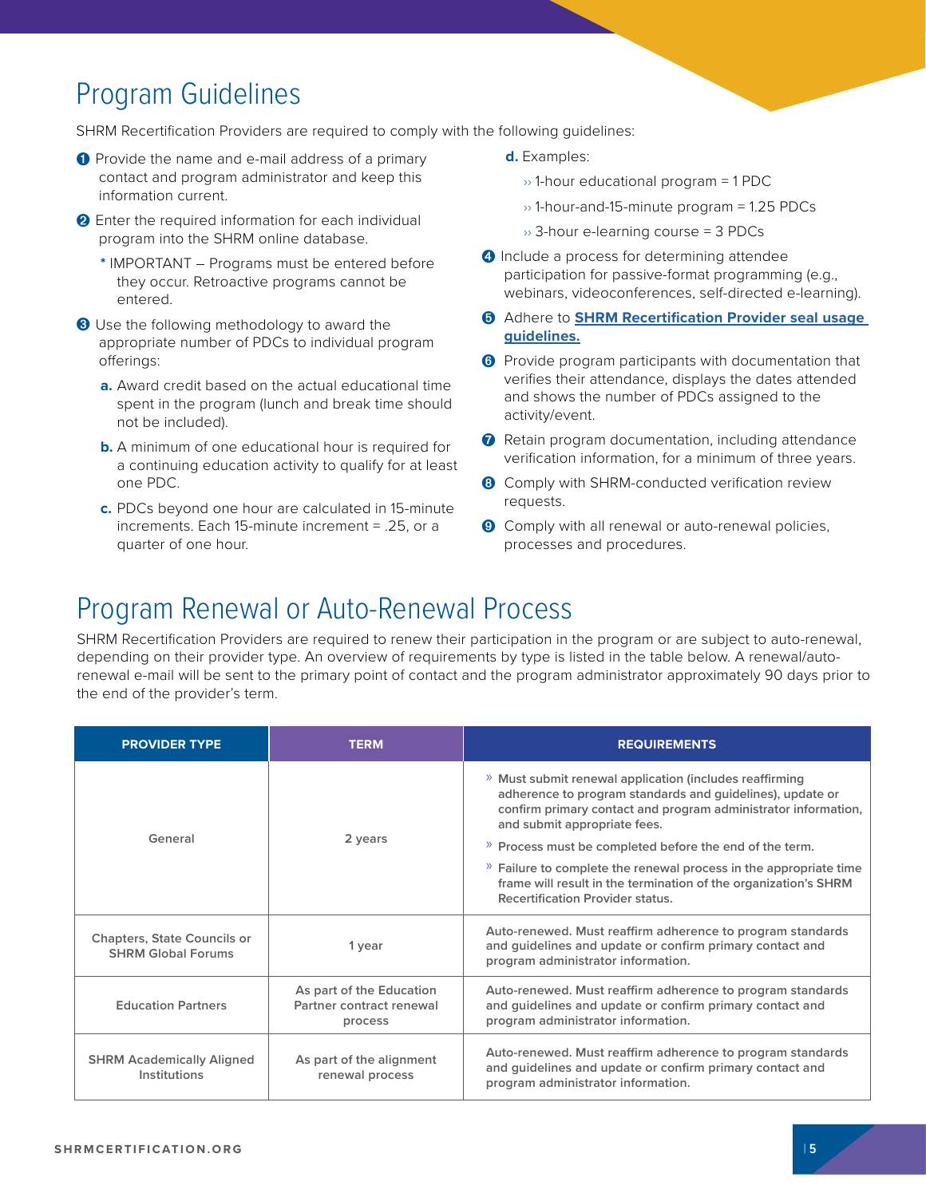## Program Guidelines

SHRM Recertification Providers are required to comply with the following guidelines:

1. Provide the name and e-mail address of a primary contact and program administrator and keep this information current.
2. Enter the required information for each individual program into the SHRM online database.
   * IMPORTANT – Programs must be entered before they occur. Retroactive programs cannot be entered.
3. Use the following methodology to award the appropriate number of PDCs to individual program offerings:
   - **a.** Award credit based on the actual educational time spent in the program (lunch and break time should not be included).
   - **b.** A minimum of one educational hour is required for a continuing education activity to qualify for at least one PDC.
   - **c.** PDCs beyond one hour are calculated in 15-minute increments. Each 15-minute increment = .25, or a quarter of one hour.
   - **d.** Examples:
     - 1-hour educational program = 1 PDC
     - 1-hour-and-15-minute program = 1.25 PDCs
     - 3-hour e-learning course = 3 PDCs
4. Include a process for determining attendee participation for passive-format programming (e.g., webinars, videoconferences, self-directed e-learning).
5. Adhere to **SHRM Recertification Provider seal usage guidelines.**
6. Provide program participants with documentation that verifies their attendance, displays the dates attended and shows the number of PDCs assigned to the activity/event.
7. Retain program documentation, including attendance verification information, for a minimum of three years.
8. Comply with SHRM-conducted verification review requests.
9. Comply with all renewal or auto-renewal policies, processes and procedures.

## Program Renewal or Auto-Renewal Process

SHRM Recertification Providers are required to renew their participation in the program or are subject to auto-renewal, depending on their provider type. An overview of requirements by type is listed in the table below. A renewal/auto-renewal e-mail will be sent to the primary point of contact and the program administrator approximately 90 days prior to the end of the provider's term.

| PROVIDER TYPE | TERM | REQUIREMENTS |
|---|---|---|
| General | 2 years | » Must submit renewal application (includes reaffirming adherence to program standards and guidelines), update or confirm primary contact and program administrator information, and submit appropriate fees.<br>» Process must be completed before the end of the term.<br>» Failure to complete the renewal process in the appropriate time frame will result in the termination of the organization's SHRM Recertification Provider status. |
| Chapters, State Councils or SHRM Global Forums | 1 year | Auto-renewed. Must reaffirm adherence to program standards and guidelines and update or confirm primary contact and program administrator information. |
| Education Partners | As part of the Education Partner contract renewal process | Auto-renewed. Must reaffirm adherence to program standards and guidelines and update or confirm primary contact and program administrator information. |
| SHRM Academically Aligned Institutions | As part of the alignment renewal process | Auto-renewed. Must reaffirm adherence to program standards and guidelines and update or confirm primary contact and program administrator information. |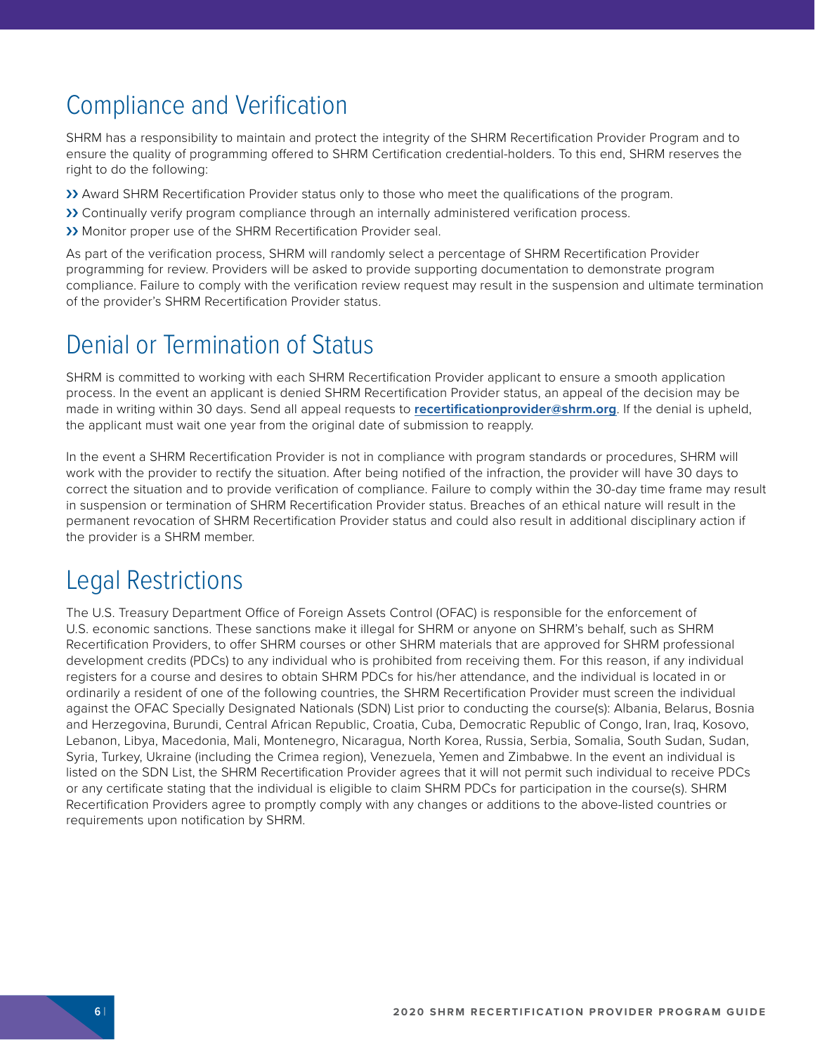## Compliance and Verification

SHRM has a responsibility to maintain and protect the integrity of the SHRM Recertification Provider Program and to ensure the quality of programming offered to SHRM Certification credential-holders. To this end, SHRM reserves the right to do the following:

- Award SHRM Recertification Provider status only to those who meet the qualifications of the program.
- Continually verify program compliance through an internally administered verification process.
- Monitor proper use of the SHRM Recertification Provider seal.

As part of the verification process, SHRM will randomly select a percentage of SHRM Recertification Provider programming for review. Providers will be asked to provide supporting documentation to demonstrate program compliance. Failure to comply with the verification review request may result in the suspension and ultimate termination of the provider's SHRM Recertification Provider status.

## Denial or Termination of Status

SHRM is committed to working with each SHRM Recertification Provider applicant to ensure a smooth application process. In the event an applicant is denied SHRM Recertification Provider status, an appeal of the decision may be made in writing within 30 days. Send all appeal requests to **recertificationprovider@shrm.org**. If the denial is upheld, the applicant must wait one year from the original date of submission to reapply.

In the event a SHRM Recertification Provider is not in compliance with program standards or procedures, SHRM will work with the provider to rectify the situation. After being notified of the infraction, the provider will have 30 days to correct the situation and to provide verification of compliance. Failure to comply within the 30-day time frame may result in suspension or termination of SHRM Recertification Provider status. Breaches of an ethical nature will result in the permanent revocation of SHRM Recertification Provider status and could also result in additional disciplinary action if the provider is a SHRM member.

## Legal Restrictions

The U.S. Treasury Department Office of Foreign Assets Control (OFAC) is responsible for the enforcement of U.S. economic sanctions. These sanctions make it illegal for SHRM or anyone on SHRM's behalf, such as SHRM Recertification Providers, to offer SHRM courses or other SHRM materials that are approved for SHRM professional development credits (PDCs) to any individual who is prohibited from receiving them. For this reason, if any individual registers for a course and desires to obtain SHRM PDCs for his/her attendance, and the individual is located in or ordinarily a resident of one of the following countries, the SHRM Recertification Provider must screen the individual against the OFAC Specially Designated Nationals (SDN) List prior to conducting the course(s): Albania, Belarus, Bosnia and Herzegovina, Burundi, Central African Republic, Croatia, Cuba, Democratic Republic of Congo, Iran, Iraq, Kosovo, Lebanon, Libya, Macedonia, Mali, Montenegro, Nicaragua, North Korea, Russia, Serbia, Somalia, South Sudan, Sudan, Syria, Turkey, Ukraine (including the Crimea region), Venezuela, Yemen and Zimbabwe. In the event an individual is listed on the SDN List, the SHRM Recertification Provider agrees that it will not permit such individual to receive PDCs or any certificate stating that the individual is eligible to claim SHRM PDCs for participation in the course(s). SHRM Recertification Providers agree to promptly comply with any changes or additions to the above-listed countries or requirements upon notification by SHRM.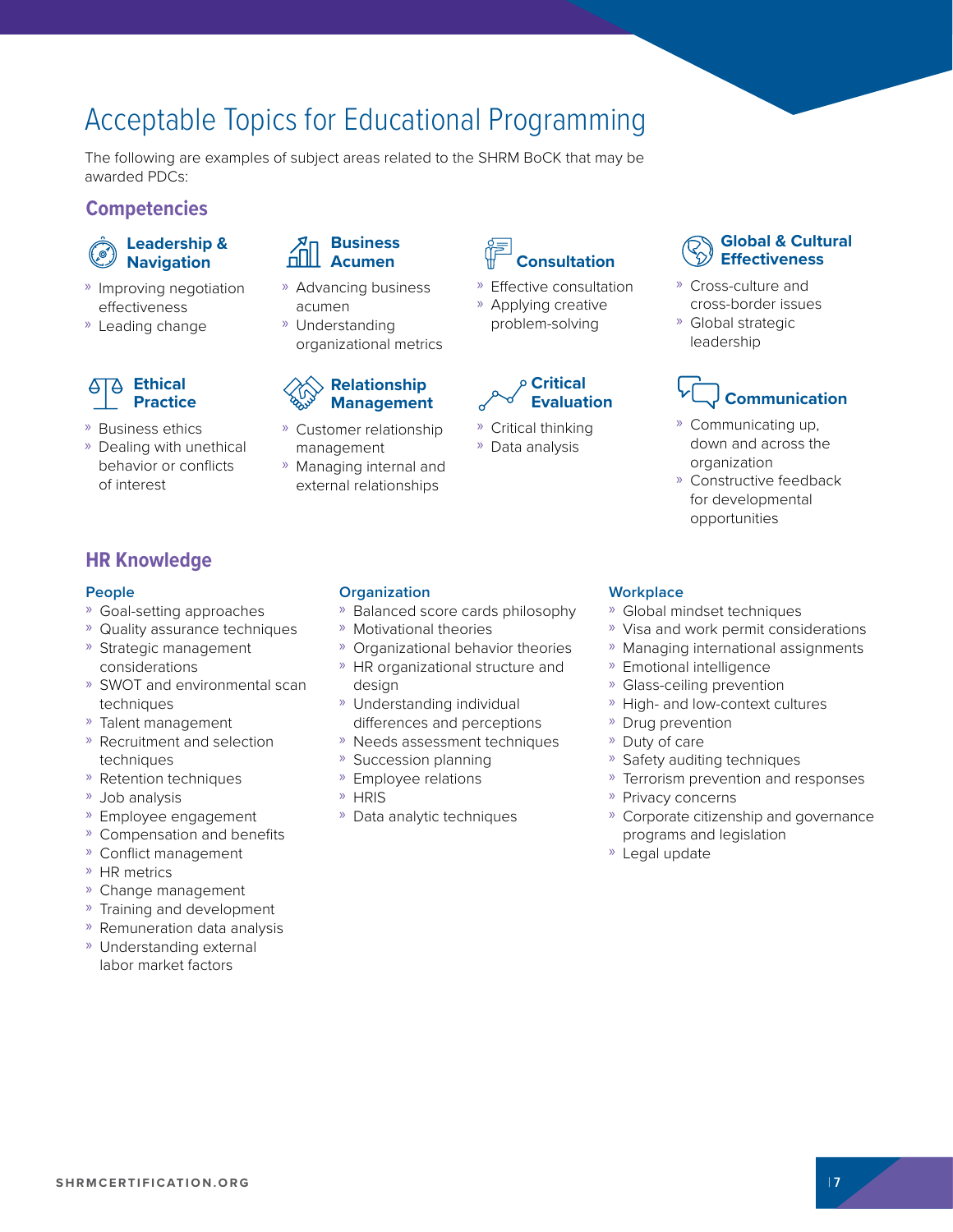# Acceptable Topics for Educational Programming

The following are examples of subject areas related to the SHRM BoCK that may be awarded PDCs:

## Competencies

### Leadership & Navigation

- Improving negotiation effectiveness
- Leading change

### Business Acumen

- Advancing business acumen
- Understanding organizational metrics

### Consultation

- Effective consultation
- Applying creative problem-solving

### Global & Cultural Effectiveness

- Cross-culture and cross-border issues
- Global strategic leadership

### Ethical Practice

- Business ethics
- Dealing with unethical behavior or conflicts of interest

### Relationship Management

- Customer relationship management
- Managing internal and external relationships

### Critical Evaluation

- Critical thinking
- Data analysis

### Communication

- Communicating up, down and across the organization
- Constructive feedback for developmental opportunities

## HR Knowledge

### People

- Goal-setting approaches
- Quality assurance techniques
- Strategic management considerations
- SWOT and environmental scan techniques
- Talent management
- Recruitment and selection techniques
- Retention techniques
- Job analysis
- Employee engagement
- Compensation and benefits
- Conflict management
- HR metrics
- Change management
- Training and development
- Remuneration data analysis
- Understanding external labor market factors

### Organization

- Balanced score cards philosophy
- Motivational theories
- Organizational behavior theories
- HR organizational structure and design
- Understanding individual differences and perceptions
- Needs assessment techniques
- Succession planning
- Employee relations
- HRIS
- Data analytic techniques

### Workplace

- Global mindset techniques
- Visa and work permit considerations
- Managing international assignments
- Emotional intelligence
- Glass-ceiling prevention
- High- and low-context cultures
- Drug prevention
- Duty of care
- Safety auditing techniques
- Terrorism prevention and responses
- Privacy concerns
- Corporate citizenship and governance programs and legislation
- Legal update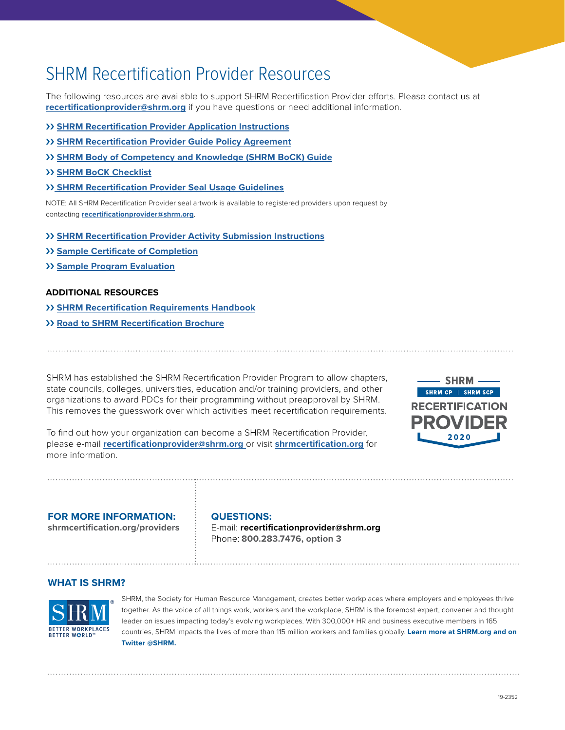# SHRM Recertification Provider Resources

The following resources are available to support SHRM Recertification Provider efforts. Please contact us at **recertificationprovider@shrm.org** if you have questions or need additional information.

- **SHRM Recertification Provider Application Instructions**
- **SHRM Recertification Provider Guide Policy Agreement**
- **SHRM Body of Competency and Knowledge (SHRM BoCK) Guide**
- **SHRM BoCK Checklist**
- **SHRM Recertification Provider Seal Usage Guidelines**

NOTE: All SHRM Recertification Provider seal artwork is available to registered providers upon request by contacting **recertificationprovider@shrm.org**.

- **SHRM Recertification Provider Activity Submission Instructions**
- **Sample Certificate of Completion**
- **Sample Program Evaluation**

**ADDITIONAL RESOURCES**

- **SHRM Recertification Requirements Handbook**
- **Road to SHRM Recertification Brochure**

SHRM has established the SHRM Recertification Provider Program to allow chapters, state councils, colleges, universities, education and/or training providers, and other organizations to award PDCs for their programming without preapproval by SHRM. This removes the guesswork over which activities meet recertification requirements.

To find out how your organization can become a SHRM Recertification Provider, please e-mail **recertificationprovider@shrm.org** or visit **shrmcertification.org** for more information.

SHRM
SHRM-CP | SHRM-SCP
RECERTIFICATION
PROVIDER
2020

**FOR MORE INFORMATION:**
**shrmcertification.org/providers**

**QUESTIONS:**
E-mail: **recertificationprovider@shrm.org**
Phone: **800.283.7476, option 3**

## WHAT IS SHRM?

SHRM, the Society for Human Resource Management, creates better workplaces where employers and employees thrive together. As the voice of all things work, workers and the workplace, SHRM is the foremost expert, convener and thought leader on issues impacting today's evolving workplaces. With 300,000+ HR and business executive members in 165 countries, SHRM impacts the lives of more than 115 million workers and families globally. **Learn more at SHRM.org and on Twitter @SHRM.**

19-2352